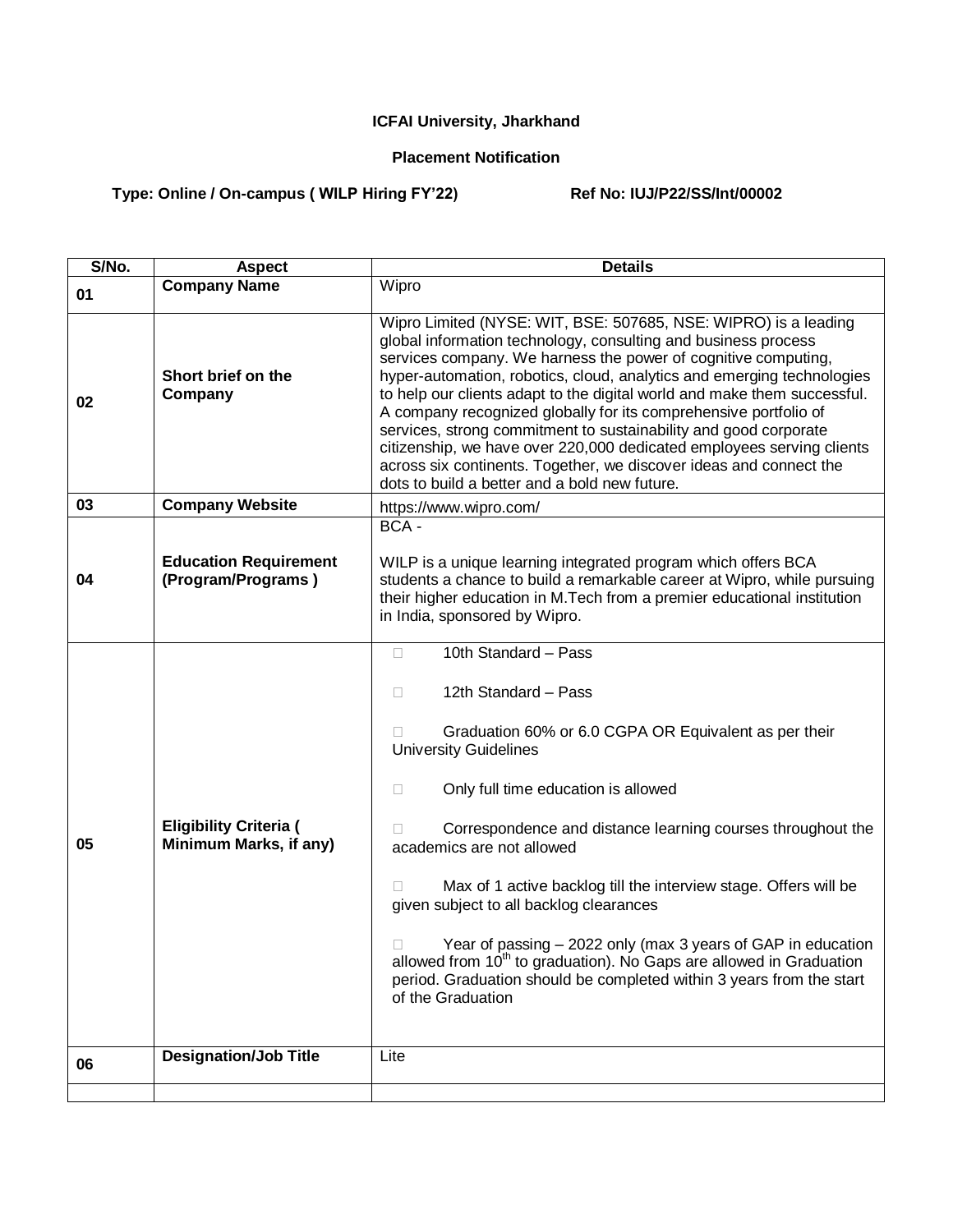**ICFAI University, Jharkhand**

**Placement Notification**

**Type: Online / On-campus ( WILP Hiring FY'22)** **Ref No: IUJ/P22/SS/Int/00002**

| S/No. | Aspect | Details |
|---|---|---|
| 01 | **Company Name** | Wipro |
| 02 | **Short brief on the Company** | Wipro Limited (NYSE: WIT, BSE: 507685, NSE: WIPRO) is a leading global information technology, consulting and business process services company. We harness the power of cognitive computing, hyper-automation, robotics, cloud, analytics and emerging technologies to help our clients adapt to the digital world and make them successful. A company recognized globally for its comprehensive portfolio of services, strong commitment to sustainability and good corporate citizenship, we have over 220,000 dedicated employees serving clients across six continents. Together, we discover ideas and connect the dots to build a better and a bold new future. |
| 03 | **Company Website** | https://www.wipro.com/ |
| 04 | **Education Requirement (Program/Programs )** | BCA - <br><br> WILP is a unique learning integrated program which offers BCA students a chance to build a remarkable career at Wipro, while pursuing their higher education in M.Tech from a premier educational institution in India, sponsored by Wipro. |
| 05 | **Eligibility Criteria ( Minimum Marks, if any)** | - 10th Standard – Pass <br> - 12th Standard – Pass <br> - Graduation 60% or 6.0 CGPA OR Equivalent as per their University Guidelines <br> - Only full time education is allowed <br> - Correspondence and distance learning courses throughout the academics are not allowed <br> - Max of 1 active backlog till the interview stage. Offers will be given subject to all backlog clearances <br> - Year of passing – 2022 only (max 3 years of GAP in education allowed from 10th to graduation). No Gaps are allowed in Graduation period. Graduation should be completed within 3 years from the start of the Graduation |
| 06 | **Designation/Job Title** | Lite |
| | | |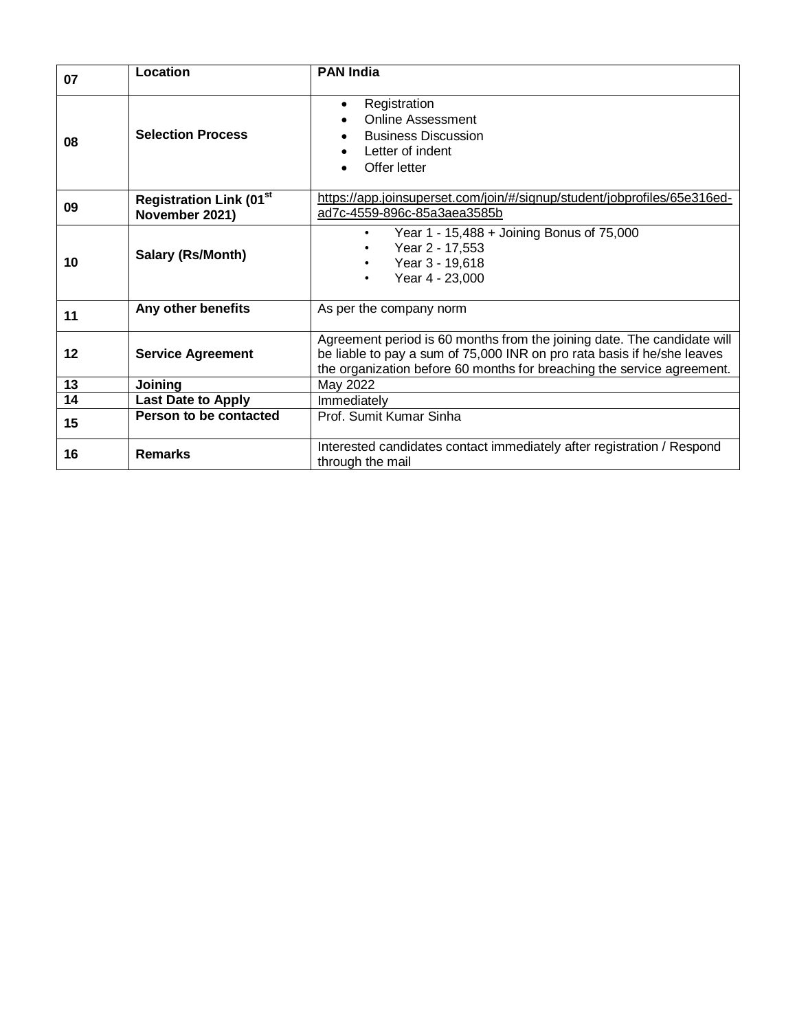| | | |
|---|---|---|
| 07 | **Location** | **PAN India** |
| 08 | **Selection Process** | • Registration<br>• Online Assessment<br>• Business Discussion<br>• Letter of indent<br>• Offer letter |
| 09 | **Registration Link (01st November 2021)** | https://app.joinsuperset.com/join/#/signup/student/jobprofiles/65e316ed-ad7c-4559-896c-85a3aea3585b |
| 10 | **Salary (Rs/Month)** | • Year 1 - 15,488 + Joining Bonus of 75,000<br>• Year 2 - 17,553<br>• Year 3 - 19,618<br>• Year 4 - 23,000 |
| 11 | **Any other benefits** | As per the company norm |
| 12 | **Service Agreement** | Agreement period is 60 months from the joining date. The candidate will be liable to pay a sum of 75,000 INR on pro rata basis if he/she leaves the organization before 60 months for breaching the service agreement. |
| 13 | **Joining** | May 2022 |
| 14 | **Last Date to Apply** | Immediately |
| 15 | **Person to be contacted** | Prof. Sumit Kumar Sinha |
| 16 | **Remarks** | Interested candidates contact immediately after registration / Respond through the mail |